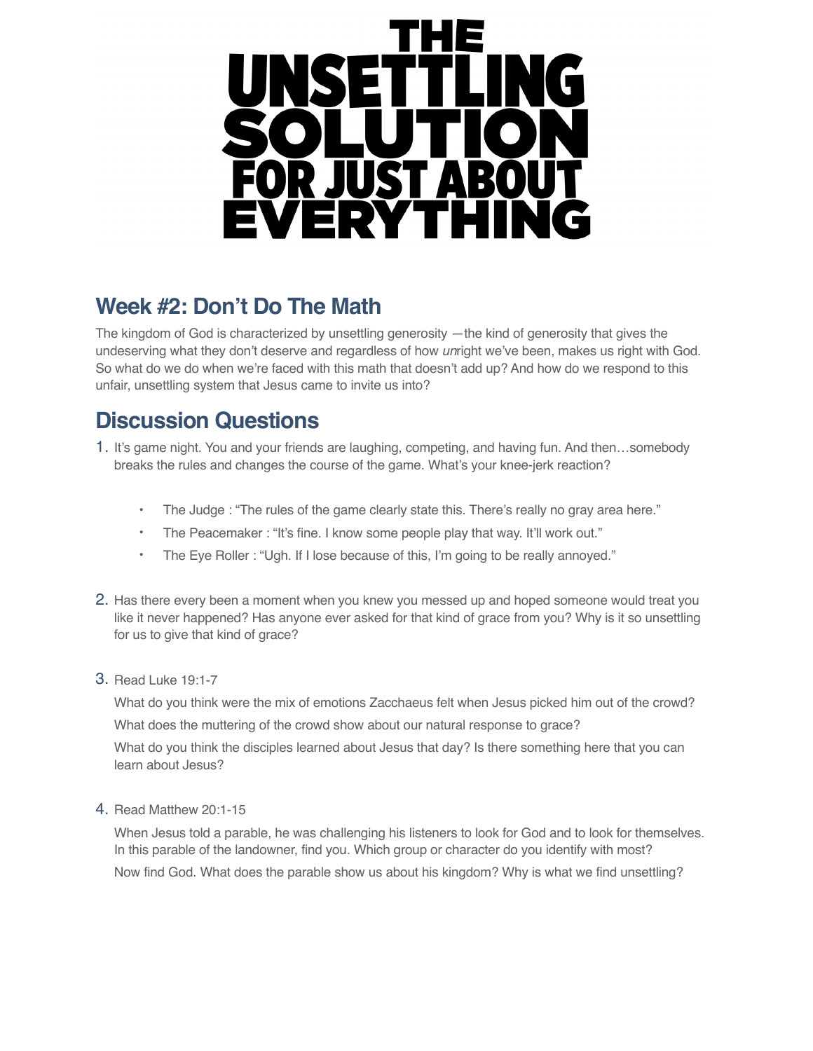# THE UNSETTLING SOLUTION FOR JUST ABOUT EVERYTHING

## Week #2: Don't Do The Math

The kingdom of God is characterized by unsettling generosity —the kind of generosity that gives the undeserving what they don't deserve and regardless of how *un*right we've been, makes us right with God. So what do we do when we're faced with this math that doesn't add up? And how do we respond to this unfair, unsettling system that Jesus came to invite us into?

## Discussion Questions

1. It's game night. You and your friends are laughing, competing, and having fun. And then…somebody breaks the rules and changes the course of the game. What's your knee-jerk reaction?

   - The Judge : "The rules of the game clearly state this. There's really no gray area here."
   - The Peacemaker : "It's fine. I know some people play that way. It'll work out."
   - The Eye Roller : "Ugh. If I lose because of this, I'm going to be really annoyed."

2. Has there every been a moment when you knew you messed up and hoped someone would treat you like it never happened? Has anyone ever asked for that kind of grace from you? Why is it so unsettling for us to give that kind of grace?

3. Read Luke 19:1-7

   What do you think were the mix of emotions Zacchaeus felt when Jesus picked him out of the crowd?

   What does the muttering of the crowd show about our natural response to grace?

   What do you think the disciples learned about Jesus that day? Is there something here that you can learn about Jesus?

4. Read Matthew 20:1-15

   When Jesus told a parable, he was challenging his listeners to look for God and to look for themselves. In this parable of the landowner, find you. Which group or character do you identify with most?

   Now find God. What does the parable show us about his kingdom? Why is what we find unsettling?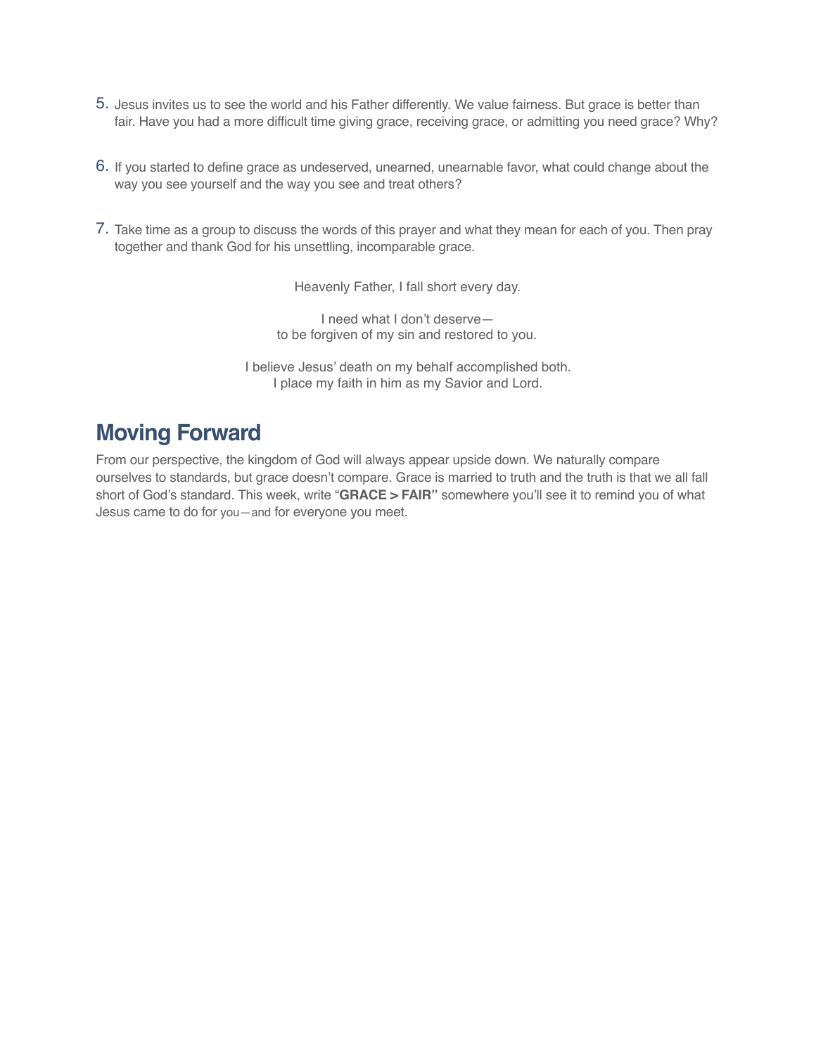5. Jesus invites us to see the world and his Father differently. We value fairness. But grace is better than fair. Have you had a more difficult time giving grace, receiving grace, or admitting you need grace? Why?

6. If you started to define grace as undeserved, unearned, unearnable favor, what could change about the way you see yourself and the way you see and treat others?

7. Take time as a group to discuss the words of this prayer and what they mean for each of you. Then pray together and thank God for his unsettling, incomparable grace.

Heavenly Father, I fall short every day.

I need what I don't deserve—
to be forgiven of my sin and restored to you.

I believe Jesus' death on my behalf accomplished both.
I place my faith in him as my Savior and Lord.

## Moving Forward

From our perspective, the kingdom of God will always appear upside down. We naturally compare ourselves to standards, but grace doesn't compare. Grace is married to truth and the truth is that we all fall short of God's standard. This week, write "**GRACE > FAIR**" somewhere you'll see it to remind you of what Jesus came to do for you—and for everyone you meet.